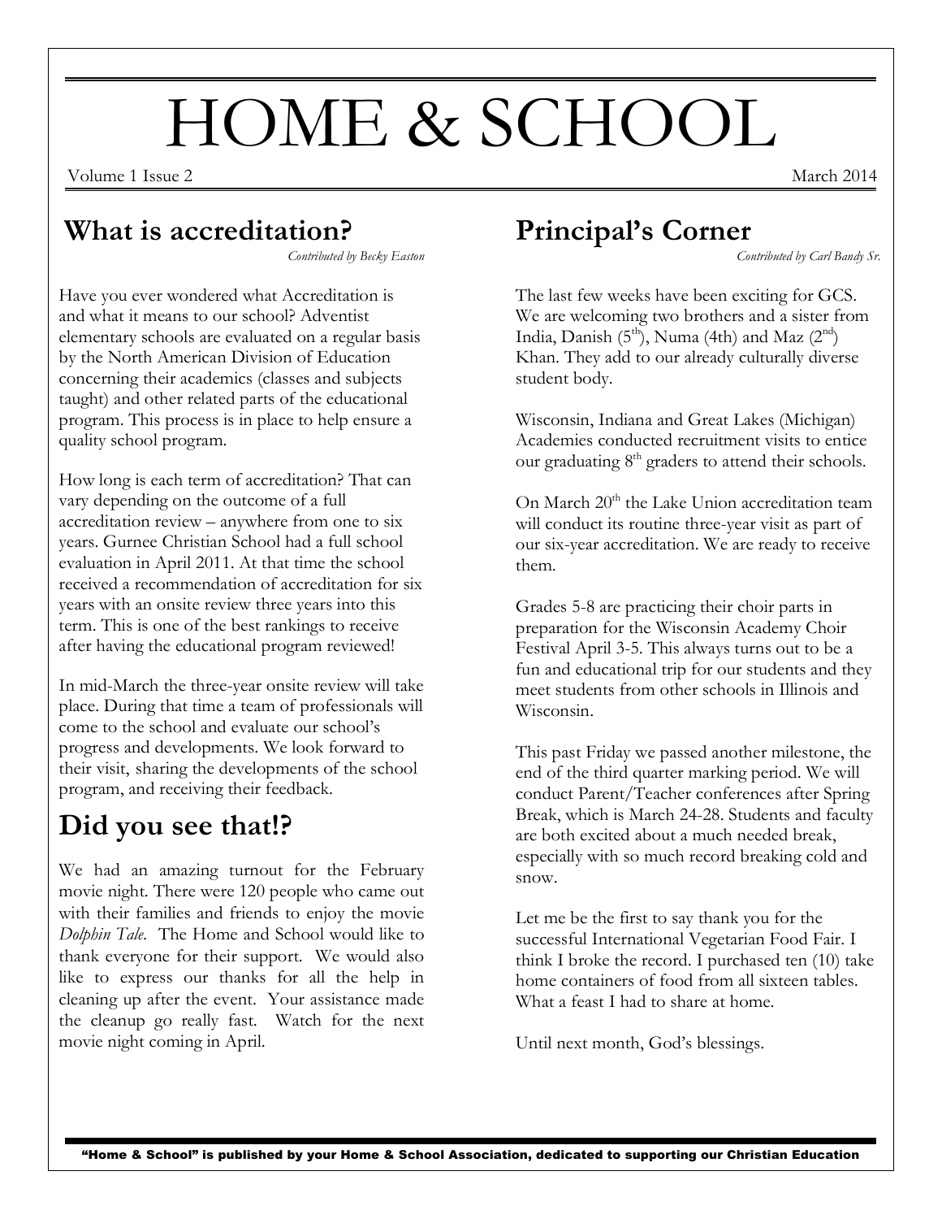# HOME & SCHOOL

Volume 1 Issue 2 March 2014

## What is accreditation?

*Contributed by Becky Easton*

Have you ever wondered what Accreditation is and what it means to our school? Adventist elementary schools are evaluated on a regular basis by the North American Division of Education concerning their academics (classes and subjects taught) and other related parts of the educational program. This process is in place to help ensure a quality school program.

How long is each term of accreditation? That can vary depending on the outcome of a full accreditation review – anywhere from one to six years. Gurnee Christian School had a full school evaluation in April 2011. At that time the school received a recommendation of accreditation for six years with an onsite review three years into this term. This is one of the best rankings to receive after having the educational program reviewed!

In mid-March the three-year onsite review will take place. During that time a team of professionals will come to the school and evaluate our school's progress and developments. We look forward to their visit, sharing the developments of the school program, and receiving their feedback.

## Did you see that!?

We had an amazing turnout for the February movie night. There were 120 people who came out with their families and friends to enjoy the movie *Dolphin Tale*. The Home and School would like to thank everyone for their support. We would also like to express our thanks for all the help in cleaning up after the event. Your assistance made the cleanup go really fast. Watch for the next movie night coming in April.

## Principal's Corner

*Contributed by Carl Bandy Sr.*

The last few weeks have been exciting for GCS. We are welcoming two brothers and a sister from India, Danish (5th), Numa (4th) and Maz (2nd) Khan. They add to our already culturally diverse student body.

Wisconsin, Indiana and Great Lakes (Michigan) Academies conducted recruitment visits to entice our graduating 8th graders to attend their schools.

On March 20th the Lake Union accreditation team will conduct its routine three-year visit as part of our six-year accreditation. We are ready to receive them.

Grades 5-8 are practicing their choir parts in preparation for the Wisconsin Academy Choir Festival April 3-5. This always turns out to be a fun and educational trip for our students and they meet students from other schools in Illinois and Wisconsin.

This past Friday we passed another milestone, the end of the third quarter marking period. We will conduct Parent/Teacher conferences after Spring Break, which is March 24-28. Students and faculty are both excited about a much needed break, especially with so much record breaking cold and snow.

Let me be the first to say thank you for the successful International Vegetarian Food Fair. I think I broke the record. I purchased ten (10) take home containers of food from all sixteen tables. What a feast I had to share at home.

Until next month, God's blessings.

"Home & School" is published by your Home & School Association, dedicated to supporting our Christian Education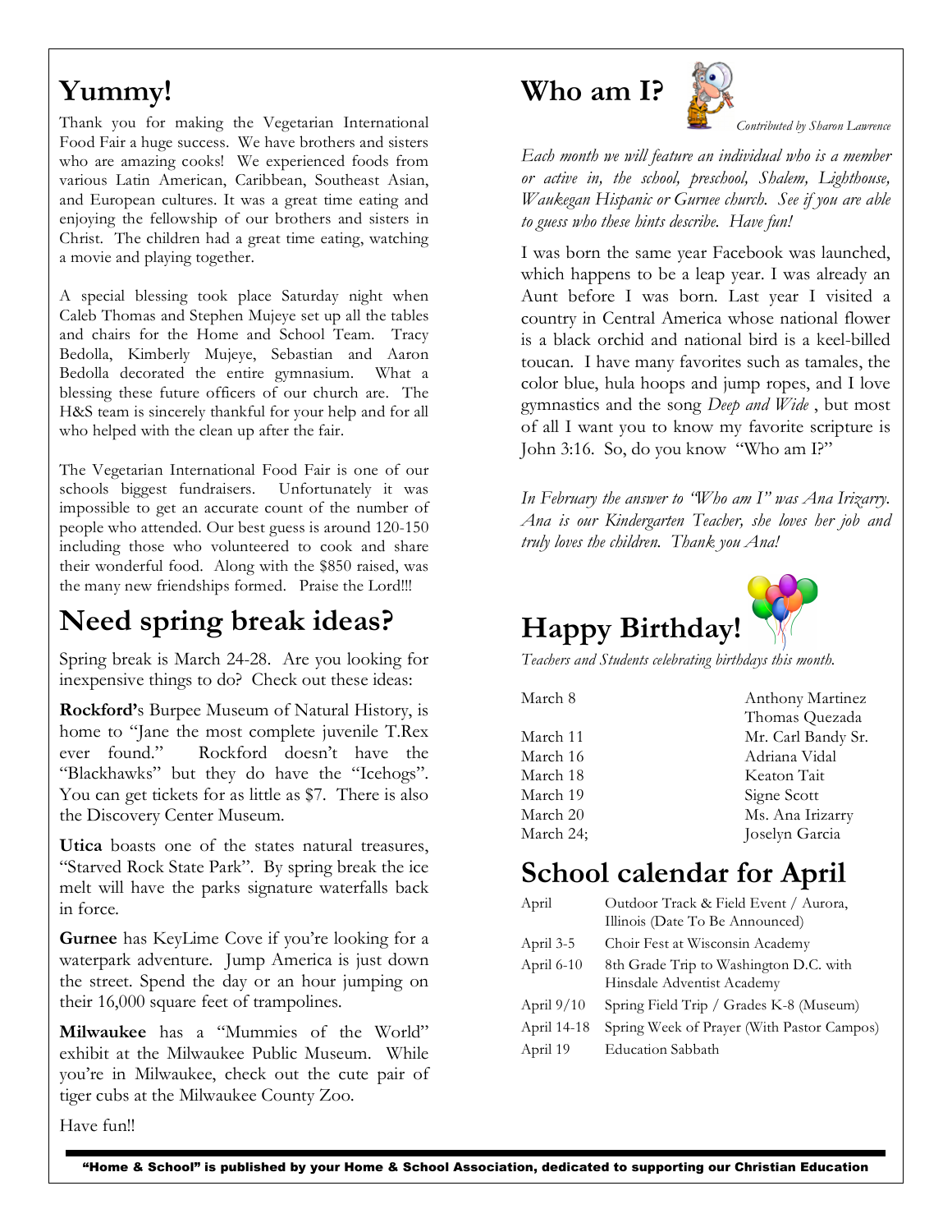# Yummy!

Thank you for making the Vegetarian International Food Fair a huge success. We have brothers and sisters who are amazing cooks! We experienced foods from various Latin American, Caribbean, Southeast Asian, and European cultures. It was a great time eating and enjoying the fellowship of our brothers and sisters in Christ. The children had a great time eating, watching a movie and playing together.

A special blessing took place Saturday night when Caleb Thomas and Stephen Mujeye set up all the tables and chairs for the Home and School Team. Tracy Bedolla, Kimberly Mujeye, Sebastian and Aaron Bedolla decorated the entire gymnasium. What a blessing these future officers of our church are. The H&S team is sincerely thankful for your help and for all who helped with the clean up after the fair.

The Vegetarian International Food Fair is one of our schools biggest fundraisers. Unfortunately it was impossible to get an accurate count of the number of people who attended. Our best guess is around 120-150 including those who volunteered to cook and share their wonderful food. Along with the $850 raised, was the many new friendships formed. Praise the Lord!!!

# Need spring break ideas?

Spring break is March 24-28. Are you looking for inexpensive things to do? Check out these ideas:

**Rockford'**s Burpee Museum of Natural History, is home to "Jane the most complete juvenile T.Rex ever found." Rockford doesn't have the "Blackhawks" but they do have the "Icehogs". You can get tickets for as little as $7. There is also the Discovery Center Museum.

**Utica** boasts one of the states natural treasures, "Starved Rock State Park". By spring break the ice melt will have the parks signature waterfalls back in force.

**Gurnee** has KeyLime Cove if you're looking for a waterpark adventure. Jump America is just down the street. Spend the day or an hour jumping on their 16,000 square feet of trampolines.

**Milwaukee** has a "Mummies of the World" exhibit at the Milwaukee Public Museum. While you're in Milwaukee, check out the cute pair of tiger cubs at the Milwaukee County Zoo.

Have fun!!

# Who am I?

*Contributed by Sharon Lawrence*

*Each month we will feature an individual who is a member or active in, the school, preschool, Shalem, Lighthouse, Waukegan Hispanic or Gurnee church. See if you are able to guess who these hints describe. Have fun!*

I was born the same year Facebook was launched, which happens to be a leap year. I was already an Aunt before I was born. Last year I visited a country in Central America whose national flower is a black orchid and national bird is a keel-billed toucan. I have many favorites such as tamales, the color blue, hula hoops and jump ropes, and I love gymnastics and the song *Deep and Wide* , but most of all I want you to know my favorite scripture is John 3:16. So, do you know "Who am I?"

*In February the answer to "Who am I" was Ana Irizarry. Ana is our Kindergarten Teacher, she loves her job and truly loves the children. Thank you Ana!*

# Happy Birthday!

*Teachers and Students celebrating birthdays this month.*

| | |
|---|---|
| March 8 | Anthony Martinez |
| | Thomas Quezada |
| March 11 | Mr. Carl Bandy Sr. |
| March 16 | Adriana Vidal |
| March 18 | Keaton Tait |
| March 19 | Signe Scott |
| March 20 | Ms. Ana Irizarry |
| March 24; | Joselyn Garcia |

# School calendar for April

| | |
|---|---|
| April | Outdoor Track & Field Event / Aurora, Illinois (Date To Be Announced) |
| April 3-5 | Choir Fest at Wisconsin Academy |
| April 6-10 | 8th Grade Trip to Washington D.C. with Hinsdale Adventist Academy |
| April 9/10 | Spring Field Trip / Grades K-8 (Museum) |
| April 14-18 | Spring Week of Prayer (With Pastor Campos) |
| April 19 | Education Sabbath |

"Home & School" is published by your Home & School Association, dedicated to supporting our Christian Education